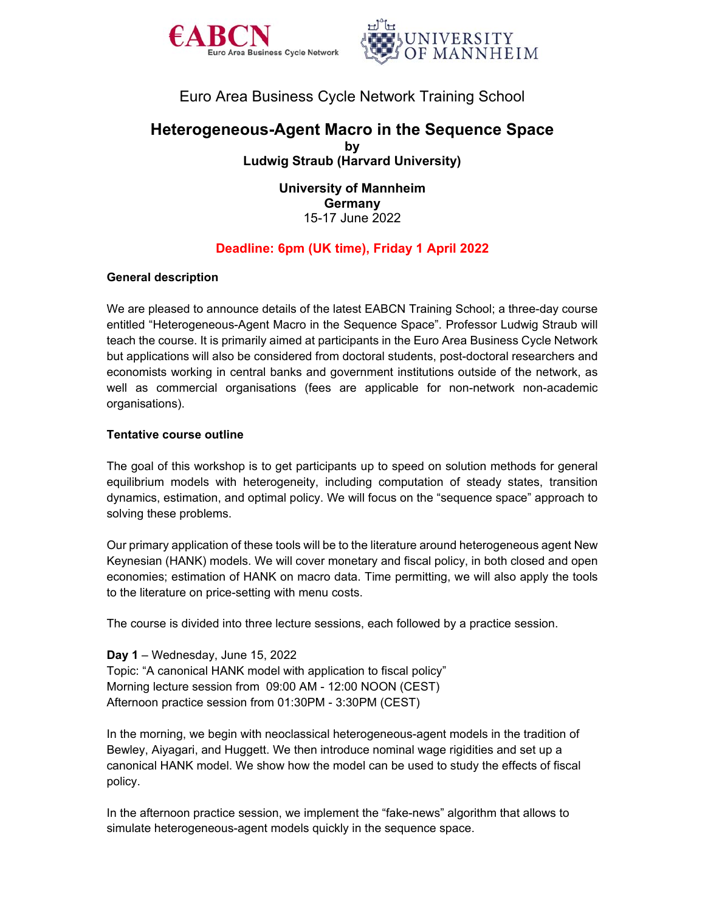Euro Area Business Cycle Network Training School

# Heterogeneous-Agent Macro in the Sequence Space

**by**

**Ludwig Straub (Harvard University)**

**University of Mannheim**

**Germany**

15-17 June 2022

**Deadline: 6pm (UK time), Friday 1 April 2022**

### General description

We are pleased to announce details of the latest EABCN Training School; a three-day course entitled "Heterogeneous-Agent Macro in the Sequence Space". Professor Ludwig Straub will teach the course. It is primarily aimed at participants in the Euro Area Business Cycle Network but applications will also be considered from doctoral students, post-doctoral researchers and economists working in central banks and government institutions outside of the network, as well as commercial organisations (fees are applicable for non-network non-academic organisations).

### Tentative course outline

The goal of this workshop is to get participants up to speed on solution methods for general equilibrium models with heterogeneity, including computation of steady states, transition dynamics, estimation, and optimal policy. We will focus on the "sequence space" approach to solving these problems.

Our primary application of these tools will be to the literature around heterogeneous agent New Keynesian (HANK) models. We will cover monetary and fiscal policy, in both closed and open economies; estimation of HANK on macro data. Time permitting, we will also apply the tools to the literature on price-setting with menu costs.

The course is divided into three lecture sessions, each followed by a practice session.

**Day 1** – Wednesday, June 15, 2022
Topic: "A canonical HANK model with application to fiscal policy"
Morning lecture session from 09:00 AM - 12:00 NOON (CEST)
Afternoon practice session from 01:30PM - 3:30PM (CEST)

In the morning, we begin with neoclassical heterogeneous-agent models in the tradition of Bewley, Aiyagari, and Huggett. We then introduce nominal wage rigidities and set up a canonical HANK model. We show how the model can be used to study the effects of fiscal policy.

In the afternoon practice session, we implement the "fake-news" algorithm that allows to simulate heterogeneous-agent models quickly in the sequence space.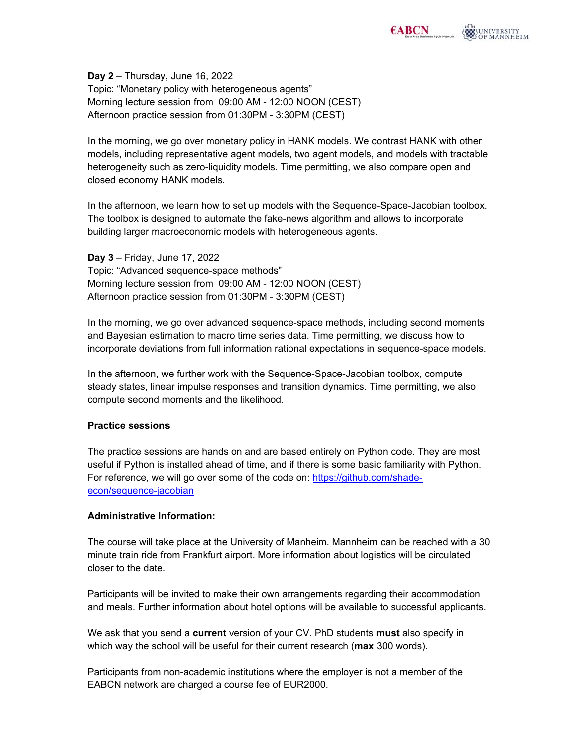**Day 2** – Thursday, June 16, 2022
Topic: "Monetary policy with heterogeneous agents"
Morning lecture session from 09:00 AM - 12:00 NOON (CEST)
Afternoon practice session from 01:30PM - 3:30PM (CEST)

In the morning, we go over monetary policy in HANK models. We contrast HANK with other models, including representative agent models, two agent models, and models with tractable heterogeneity such as zero-liquidity models. Time permitting, we also compare open and closed economy HANK models.

In the afternoon, we learn how to set up models with the Sequence-Space-Jacobian toolbox. The toolbox is designed to automate the fake-news algorithm and allows to incorporate building larger macroeconomic models with heterogeneous agents.

**Day 3** – Friday, June 17, 2022
Topic: "Advanced sequence-space methods"
Morning lecture session from 09:00 AM - 12:00 NOON (CEST)
Afternoon practice session from 01:30PM - 3:30PM (CEST)

In the morning, we go over advanced sequence-space methods, including second moments and Bayesian estimation to macro time series data. Time permitting, we discuss how to incorporate deviations from full information rational expectations in sequence-space models.

In the afternoon, we further work with the Sequence-Space-Jacobian toolbox, compute steady states, linear impulse responses and transition dynamics. Time permitting, we also compute second moments and the likelihood.

**Practice sessions**

The practice sessions are hands on and are based entirely on Python code. They are most useful if Python is installed ahead of time, and if there is some basic familiarity with Python. For reference, we will go over some of the code on: [https://github.com/shade-econ/sequence-jacobian](https://github.com/shade-econ/sequence-jacobian)

**Administrative Information:**

The course will take place at the University of Manheim. Mannheim can be reached with a 30 minute train ride from Frankfurt airport. More information about logistics will be circulated closer to the date.

Participants will be invited to make their own arrangements regarding their accommodation and meals. Further information about hotel options will be available to successful applicants.

We ask that you send a **current** version of your CV. PhD students **must** also specify in which way the school will be useful for their current research (**max** 300 words).

Participants from non-academic institutions where the employer is not a member of the EABCN network are charged a course fee of EUR2000.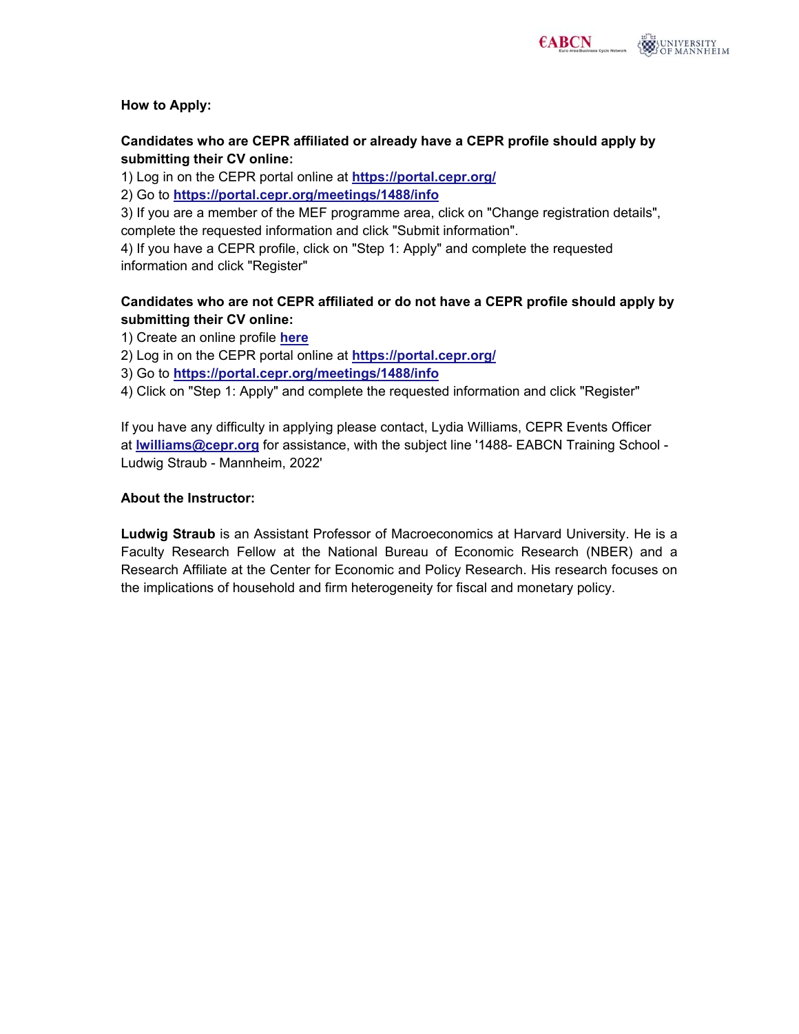**How to Apply:**

**Candidates who are CEPR affiliated or already have a CEPR profile should apply by submitting their CV online:**

1) Log in on the CEPR portal online at **https://portal.cepr.org/**
2) Go to **https://portal.cepr.org/meetings/1488/info**
3) If you are a member of the MEF programme area, click on "Change registration details", complete the requested information and click "Submit information".
4) If you have a CEPR profile, click on "Step 1: Apply" and complete the requested information and click "Register"

**Candidates who are not CEPR affiliated or do not have a CEPR profile should apply by submitting their CV online:**

1) Create an online profile **here**
2) Log in on the CEPR portal online at **https://portal.cepr.org/**
3) Go to **https://portal.cepr.org/meetings/1488/info**
4) Click on "Step 1: Apply" and complete the requested information and click "Register"

If you have any difficulty in applying please contact, Lydia Williams, CEPR Events Officer at **lwilliams@cepr.org** for assistance, with the subject line '1488- EABCN Training School - Ludwig Straub - Mannheim, 2022'

**About the Instructor:**

**Ludwig Straub** is an Assistant Professor of Macroeconomics at Harvard University. He is a Faculty Research Fellow at the National Bureau of Economic Research (NBER) and a Research Affiliate at the Center for Economic and Policy Research. His research focuses on the implications of household and firm heterogeneity for fiscal and monetary policy.